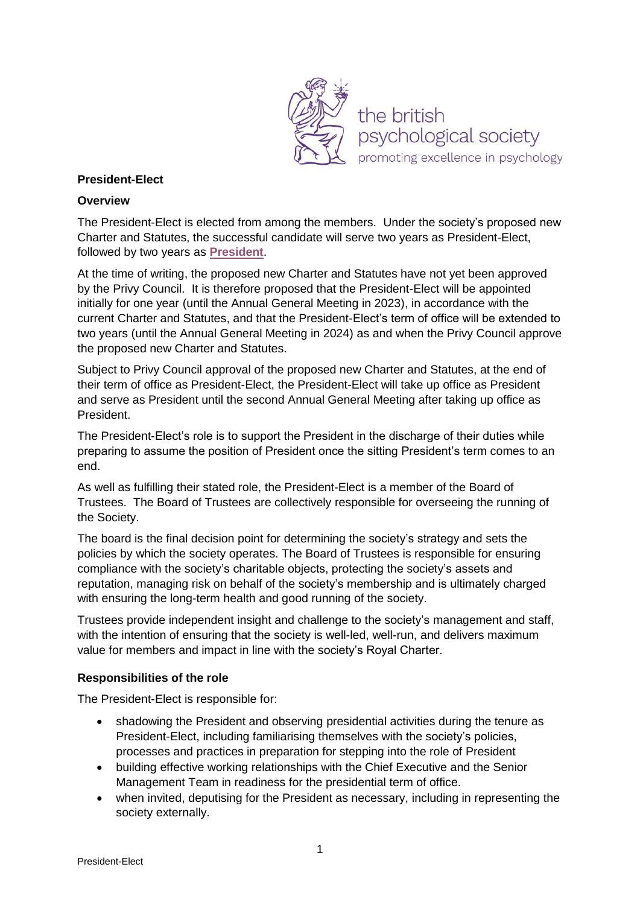## President-Elect

### Overview

The President-Elect is elected from among the members. Under the society's proposed new Charter and Statutes, the successful candidate will serve two years as President-Elect, followed by two years as **President**.

At the time of writing, the proposed new Charter and Statutes have not yet been approved by the Privy Council. It is therefore proposed that the President-Elect will be appointed initially for one year (until the Annual General Meeting in 2023), in accordance with the current Charter and Statutes, and that the President-Elect's term of office will be extended to two years (until the Annual General Meeting in 2024) as and when the Privy Council approve the proposed new Charter and Statutes.

Subject to Privy Council approval of the proposed new Charter and Statutes, at the end of their term of office as President-Elect, the President-Elect will take up office as President and serve as President until the second Annual General Meeting after taking up office as President.

The President-Elect's role is to support the President in the discharge of their duties while preparing to assume the position of President once the sitting President's term comes to an end.

As well as fulfilling their stated role, the President-Elect is a member of the Board of Trustees. The Board of Trustees are collectively responsible for overseeing the running of the Society.

The board is the final decision point for determining the society's strategy and sets the policies by which the society operates. The Board of Trustees is responsible for ensuring compliance with the society's charitable objects, protecting the society's assets and reputation, managing risk on behalf of the society's membership and is ultimately charged with ensuring the long-term health and good running of the society.

Trustees provide independent insight and challenge to the society's management and staff, with the intention of ensuring that the society is well-led, well-run, and delivers maximum value for members and impact in line with the society's Royal Charter.

### Responsibilities of the role

The President-Elect is responsible for:

- shadowing the President and observing presidential activities during the tenure as President-Elect, including familiarising themselves with the society's policies, processes and practices in preparation for stepping into the role of President
- building effective working relationships with the Chief Executive and the Senior Management Team in readiness for the presidential term of office.
- when invited, deputising for the President as necessary, including in representing the society externally.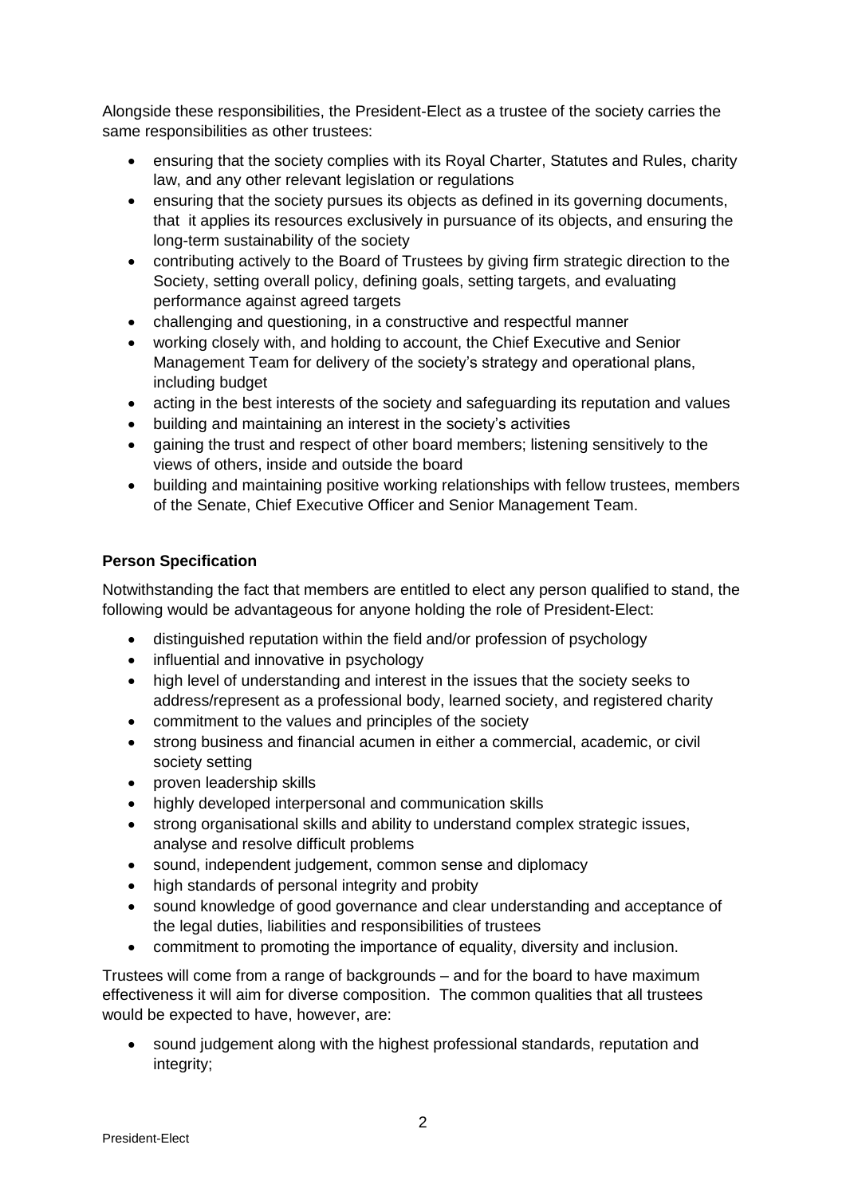Alongside these responsibilities, the President-Elect as a trustee of the society carries the same responsibilities as other trustees:

- ensuring that the society complies with its Royal Charter, Statutes and Rules, charity law, and any other relevant legislation or regulations
- ensuring that the society pursues its objects as defined in its governing documents, that it applies its resources exclusively in pursuance of its objects, and ensuring the long-term sustainability of the society
- contributing actively to the Board of Trustees by giving firm strategic direction to the Society, setting overall policy, defining goals, setting targets, and evaluating performance against agreed targets
- challenging and questioning, in a constructive and respectful manner
- working closely with, and holding to account, the Chief Executive and Senior Management Team for delivery of the society's strategy and operational plans, including budget
- acting in the best interests of the society and safeguarding its reputation and values
- building and maintaining an interest in the society's activities
- gaining the trust and respect of other board members; listening sensitively to the views of others, inside and outside the board
- building and maintaining positive working relationships with fellow trustees, members of the Senate, Chief Executive Officer and Senior Management Team.

**Person Specification**

Notwithstanding the fact that members are entitled to elect any person qualified to stand, the following would be advantageous for anyone holding the role of President-Elect:

- distinguished reputation within the field and/or profession of psychology
- influential and innovative in psychology
- high level of understanding and interest in the issues that the society seeks to address/represent as a professional body, learned society, and registered charity
- commitment to the values and principles of the society
- strong business and financial acumen in either a commercial, academic, or civil society setting
- proven leadership skills
- highly developed interpersonal and communication skills
- strong organisational skills and ability to understand complex strategic issues, analyse and resolve difficult problems
- sound, independent judgement, common sense and diplomacy
- high standards of personal integrity and probity
- sound knowledge of good governance and clear understanding and acceptance of the legal duties, liabilities and responsibilities of trustees
- commitment to promoting the importance of equality, diversity and inclusion.

Trustees will come from a range of backgrounds – and for the board to have maximum effectiveness it will aim for diverse composition. The common qualities that all trustees would be expected to have, however, are:

- sound judgement along with the highest professional standards, reputation and integrity;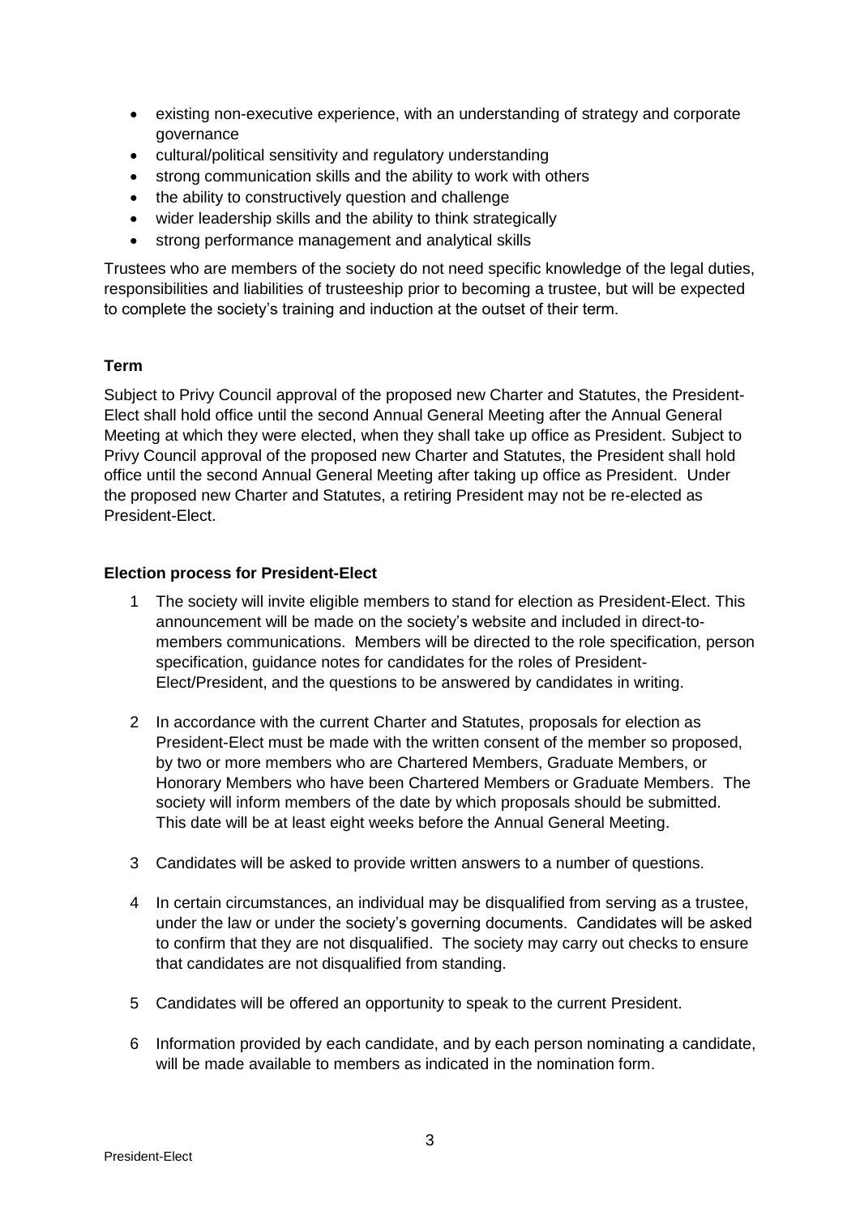- existing non-executive experience, with an understanding of strategy and corporate governance
- cultural/political sensitivity and regulatory understanding
- strong communication skills and the ability to work with others
- the ability to constructively question and challenge
- wider leadership skills and the ability to think strategically
- strong performance management and analytical skills

Trustees who are members of the society do not need specific knowledge of the legal duties, responsibilities and liabilities of trusteeship prior to becoming a trustee, but will be expected to complete the society's training and induction at the outset of their term.

**Term**

Subject to Privy Council approval of the proposed new Charter and Statutes, the President-Elect shall hold office until the second Annual General Meeting after the Annual General Meeting at which they were elected, when they shall take up office as President. Subject to Privy Council approval of the proposed new Charter and Statutes, the President shall hold office until the second Annual General Meeting after taking up office as President. Under the proposed new Charter and Statutes, a retiring President may not be re-elected as President-Elect.

**Election process for President-Elect**

1. The society will invite eligible members to stand for election as President-Elect. This announcement will be made on the society's website and included in direct-to-members communications. Members will be directed to the role specification, person specification, guidance notes for candidates for the roles of President-Elect/President, and the questions to be answered by candidates in writing.

2. In accordance with the current Charter and Statutes, proposals for election as President-Elect must be made with the written consent of the member so proposed, by two or more members who are Chartered Members, Graduate Members, or Honorary Members who have been Chartered Members or Graduate Members. The society will inform members of the date by which proposals should be submitted. This date will be at least eight weeks before the Annual General Meeting.

3. Candidates will be asked to provide written answers to a number of questions.

4. In certain circumstances, an individual may be disqualified from serving as a trustee, under the law or under the society's governing documents. Candidates will be asked to confirm that they are not disqualified. The society may carry out checks to ensure that candidates are not disqualified from standing.

5. Candidates will be offered an opportunity to speak to the current President.

6. Information provided by each candidate, and by each person nominating a candidate, will be made available to members as indicated in the nomination form.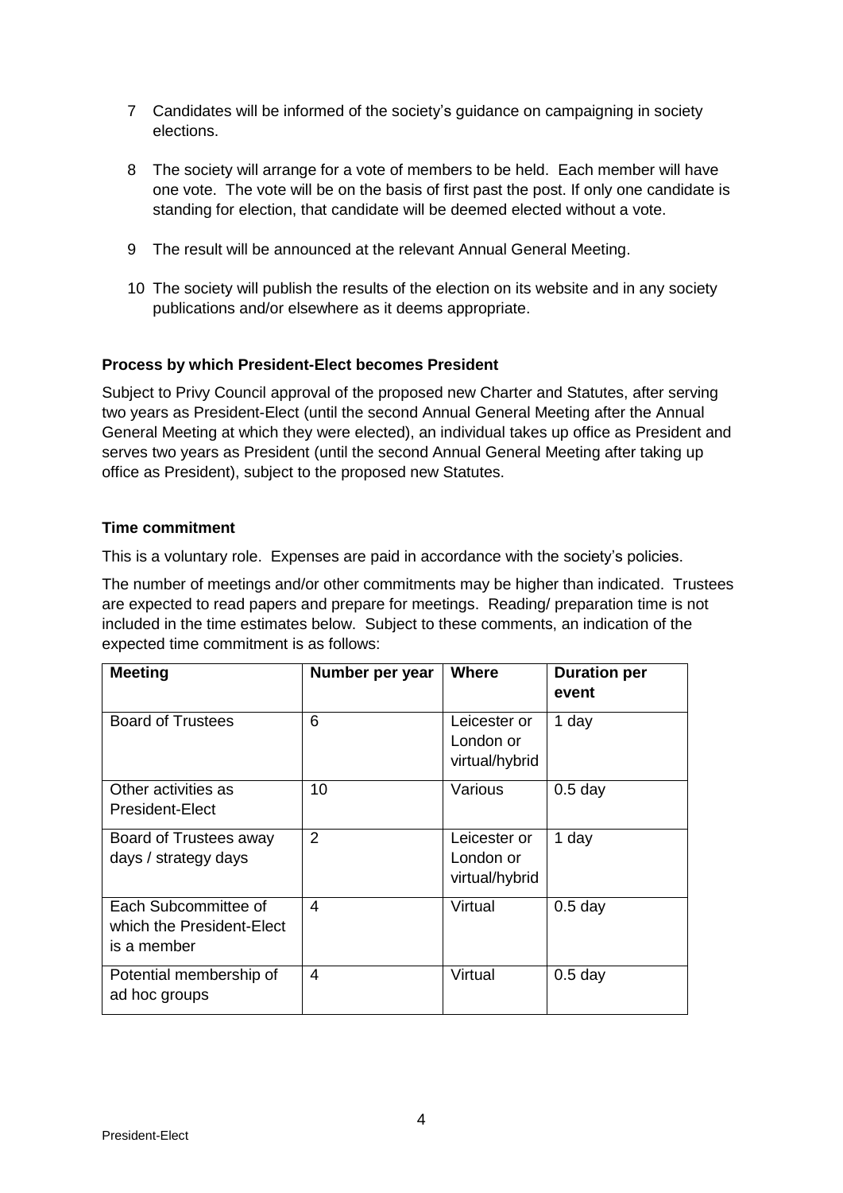7 Candidates will be informed of the society's guidance on campaigning in society elections.

8 The society will arrange for a vote of members to be held. Each member will have one vote. The vote will be on the basis of first past the post. If only one candidate is standing for election, that candidate will be deemed elected without a vote.

9 The result will be announced at the relevant Annual General Meeting.

10 The society will publish the results of the election on its website and in any society publications and/or elsewhere as it deems appropriate.

**Process by which President-Elect becomes President**

Subject to Privy Council approval of the proposed new Charter and Statutes, after serving two years as President-Elect (until the second Annual General Meeting after the Annual General Meeting at which they were elected), an individual takes up office as President and serves two years as President (until the second Annual General Meeting after taking up office as President), subject to the proposed new Statutes.

**Time commitment**

This is a voluntary role. Expenses are paid in accordance with the society's policies.

The number of meetings and/or other commitments may be higher than indicated. Trustees are expected to read papers and prepare for meetings. Reading/ preparation time is not included in the time estimates below. Subject to these comments, an indication of the expected time commitment is as follows:

| Meeting | Number per year | Where | Duration per event |
|---|---|---|---|
| Board of Trustees | 6 | Leicester or London or virtual/hybrid | 1 day |
| Other activities as President-Elect | 10 | Various | 0.5 day |
| Board of Trustees away days / strategy days | 2 | Leicester or London or virtual/hybrid | 1 day |
| Each Subcommittee of which the President-Elect is a member | 4 | Virtual | 0.5 day |
| Potential membership of ad hoc groups | 4 | Virtual | 0.5 day |